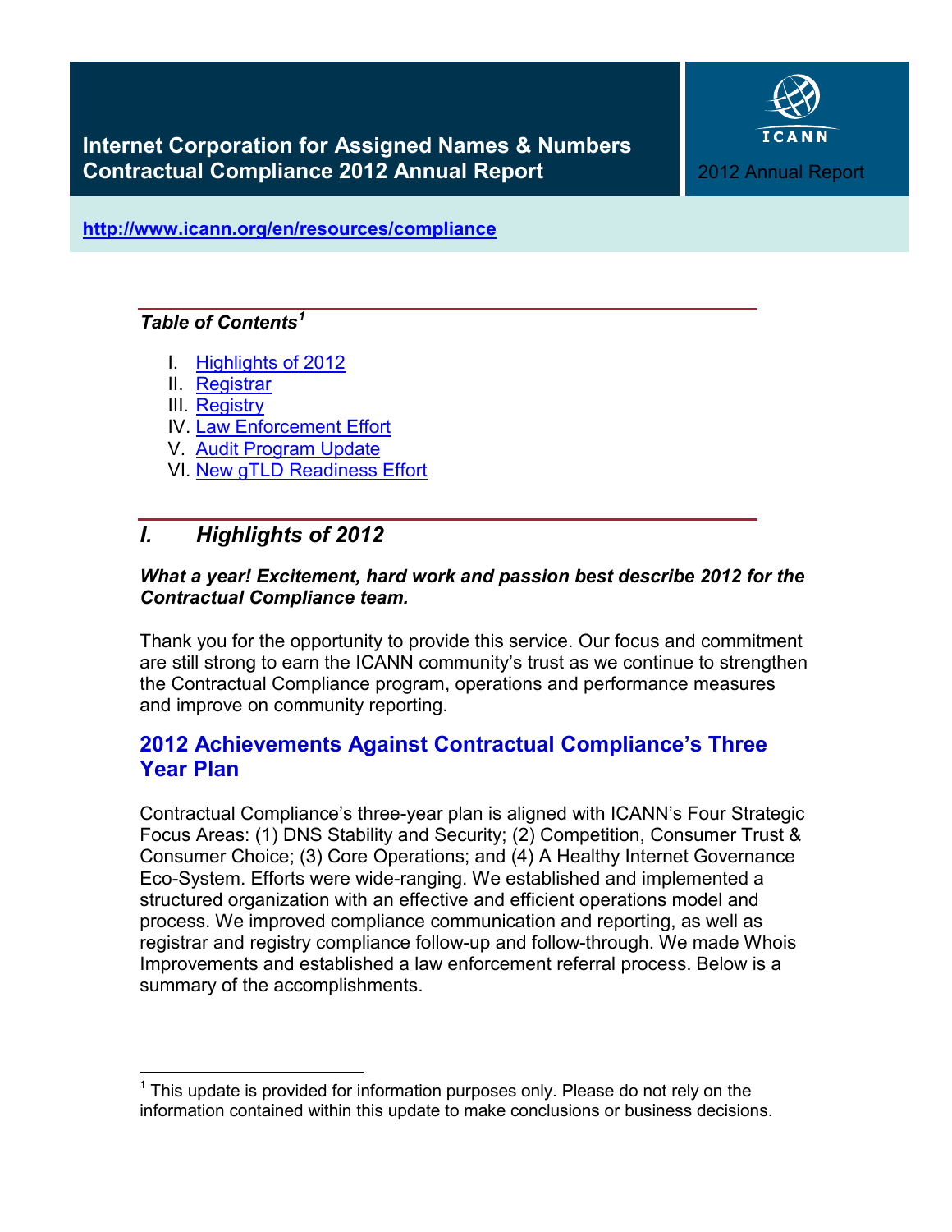# Internet Corporation for Assigned Names & Numbers Contractual Compliance 2012 Annual Report

ICANN

2012 Annual Report

**http://www.icann.org/en/resources/compliance**

***Table of Contents*[1]**

I. Highlights of 2012
II. Registrar
III. Registry
IV. Law Enforcement Effort
V. Audit Program Update
VI. New gTLD Readiness Effort

## *I. Highlights of 2012*

***What a year! Excitement, hard work and passion best describe 2012 for the Contractual Compliance team.***

Thank you for the opportunity to provide this service. Our focus and commitment are still strong to earn the ICANN community's trust as we continue to strengthen the Contractual Compliance program, operations and performance measures and improve on community reporting.

### 2012 Achievements Against Contractual Compliance's Three Year Plan

Contractual Compliance's three-year plan is aligned with ICANN's Four Strategic Focus Areas: (1) DNS Stability and Security; (2) Competition, Consumer Trust & Consumer Choice; (3) Core Operations; and (4) A Healthy Internet Governance Eco-System. Efforts were wide-ranging. We established and implemented a structured organization with an effective and efficient operations model and process. We improved compliance communication and reporting, as well as registrar and registry compliance follow-up and follow-through. We made Whois Improvements and established a law enforcement referral process. Below is a summary of the accomplishments.

[1] This update is provided for information purposes only. Please do not rely on the information contained within this update to make conclusions or business decisions.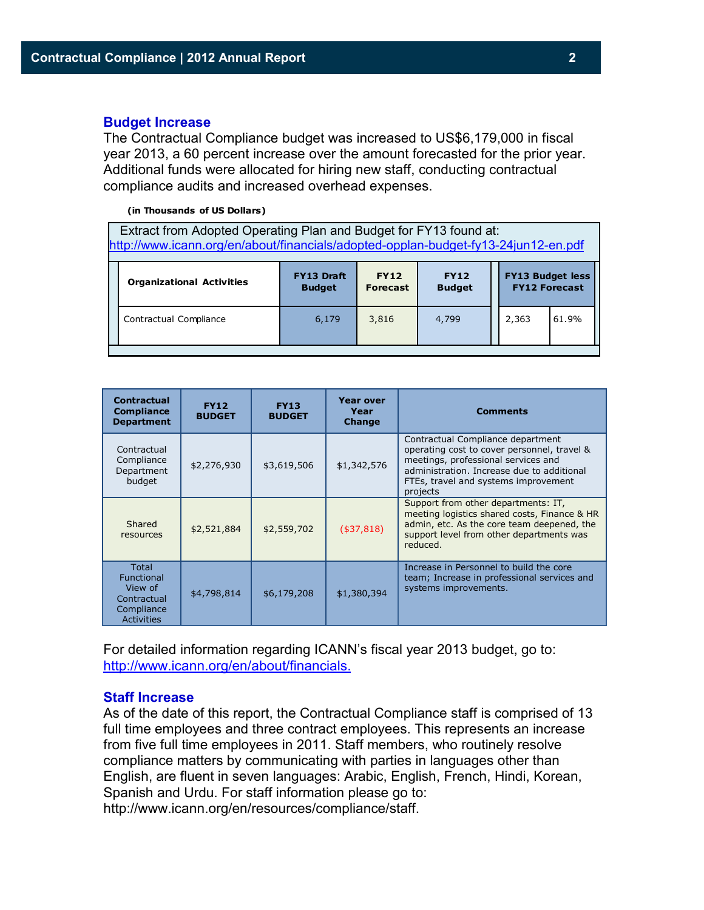## Budget Increase

The Contractual Compliance budget was increased to US$6,179,000 in fiscal year 2013, a 60 percent increase over the amount forecasted for the prior year. Additional funds were allocated for hiring new staff, conducting contractual compliance audits and increased overhead expenses.

**(in Thousands of US Dollars)**

Extract from Adopted Operating Plan and Budget for FY13 found at: http://www.icann.org/en/about/financials/adopted-opplan-budget-fy13-24jun12-en.pdf

| Organizational Activities | FY13 Draft Budget | FY12 Forecast | FY12 Budget | FY13 Budget less FY12 Forecast | |
|---|---|---|---|---|---|
| Contractual Compliance | 6,179 | 3,816 | 4,799 | 2,363 | 61.9% |

| Contractual Compliance Department | FY12 BUDGET | FY13 BUDGET | Year over Year Change | Comments |
|---|---|---|---|---|
| Contractual Compliance Department budget | $2,276,930 | $3,619,506 | $1,342,576 | Contractual Compliance department operating cost to cover personnel, travel & meetings, professional services and administration. Increase due to additional FTEs, travel and systems improvement projects |
| Shared resources | $2,521,884 | $2,559,702 | ($37,818) | Support from other departments: IT, meeting logistics shared costs, Finance & HR admin, etc. As the core team deepened, the support level from other departments was reduced. |
| Total Functional View of Contractual Compliance Activities | $4,798,814 | $6,179,208 | $1,380,394 | Increase in Personnel to build the core team; Increase in professional services and systems improvements. |

For detailed information regarding ICANN's fiscal year 2013 budget, go to: http://www.icann.org/en/about/financials.

## Staff Increase

As of the date of this report, the Contractual Compliance staff is comprised of 13 full time employees and three contract employees. This represents an increase from five full time employees in 2011. Staff members, who routinely resolve compliance matters by communicating with parties in languages other than English, are fluent in seven languages: Arabic, English, French, Hindi, Korean, Spanish and Urdu. For staff information please go to: http://www.icann.org/en/resources/compliance/staff.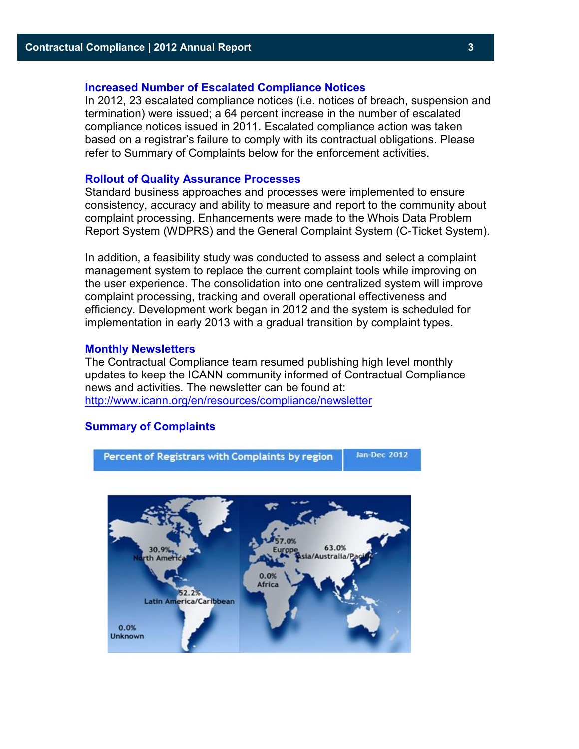### Increased Number of Escalated Compliance Notices

In 2012, 23 escalated compliance notices (i.e. notices of breach, suspension and termination) were issued; a 64 percent increase in the number of escalated compliance notices issued in 2011. Escalated compliance action was taken based on a registrar's failure to comply with its contractual obligations. Please refer to Summary of Complaints below for the enforcement activities.

### Rollout of Quality Assurance Processes

Standard business approaches and processes were implemented to ensure consistency, accuracy and ability to measure and report to the community about complaint processing. Enhancements were made to the Whois Data Problem Report System (WDPRS) and the General Complaint System (C-Ticket System).

In addition, a feasibility study was conducted to assess and select a complaint management system to replace the current complaint tools while improving on the user experience. The consolidation into one centralized system will improve complaint processing, tracking and overall operational effectiveness and efficiency. Development work began in 2012 and the system is scheduled for implementation in early 2013 with a gradual transition by complaint types.

### Monthly Newsletters

The Contractual Compliance team resumed publishing high level monthly updates to keep the ICANN community informed of Contractual Compliance news and activities. The newsletter can be found at: http://www.icann.org/en/resources/compliance/newsletter

### Summary of Complaints

**Percent of Registrars with Complaints by region** — Jan-Dec 2012

| Region | Percent |
|---|---|
| North America | 30.9% |
| Latin America/Caribbean | 52.2% |
| Europe | 57.0% |
| Asia/Australia/Pacific | 63.0% |
| Africa | 0.0% |
| Unknown | 0.0% |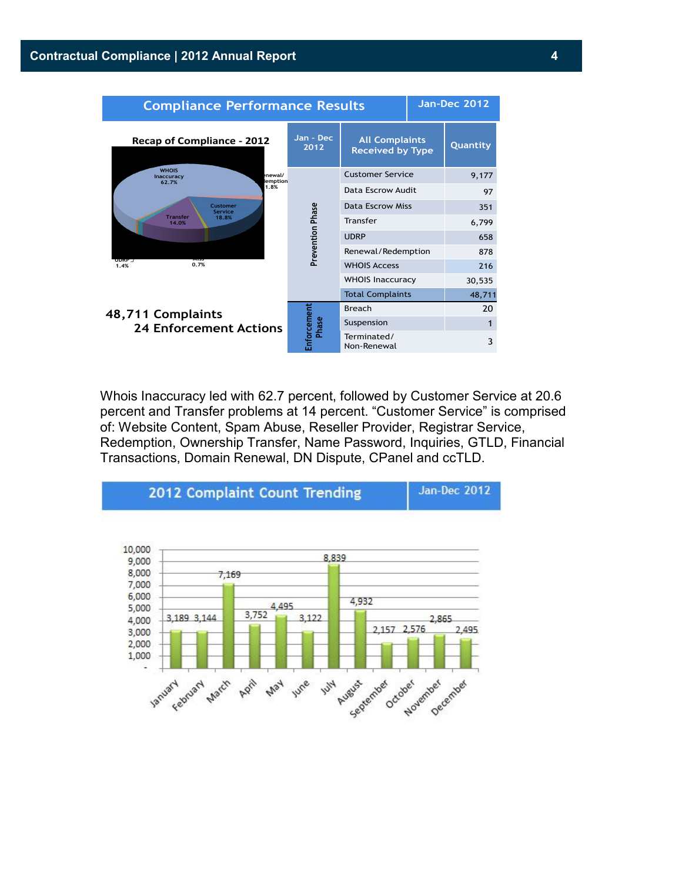## Compliance Performance Results — Jan-Dec 2012

**Recap of Compliance - 2012**

**48,711 Complaints**
**24 Enforcement Actions**

| Jan - Dec 2012 | All Complaints Received by Type | Quantity |
|---|---|---|
| Prevention Phase | Customer Service | 9,177 |
| | Data Escrow Audit | 97 |
| | Data Escrow Miss | 351 |
| | Transfer | 6,799 |
| | UDRP | 658 |
| | Renewal/Redemption | 878 |
| | WHOIS Access | 216 |
| | WHOIS Inaccuracy | 30,535 |
| | Total Complaints | 48,711 |
| Enforcement Phase | Breach | 20 |
| | Suspension | 1 |
| | Terminated/ Non-Renewal | 3 |

Whois Inaccuracy led with 62.7 percent, followed by Customer Service at 20.6 percent and Transfer problems at 14 percent. "Customer Service" is comprised of: Website Content, Spam Abuse, Reseller Provider, Registrar Service, Redemption, Ownership Transfer, Name Password, Inquiries, GTLD, Financial Transactions, Domain Renewal, DN Dispute, CPanel and ccTLD.

## 2012 Complaint Count Trending — Jan-Dec 2012

| Month | Complaints |
|---|---|
| January | 3,189 |
| February | 3,144 |
| March | 7,169 |
| April | 3,752 |
| May | 4,495 |
| June | 3,122 |
| July | 8,839 |
| August | 4,932 |
| September | 2,157 |
| October | 2,576 |
| November | 2,865 |
| December | 2,495 |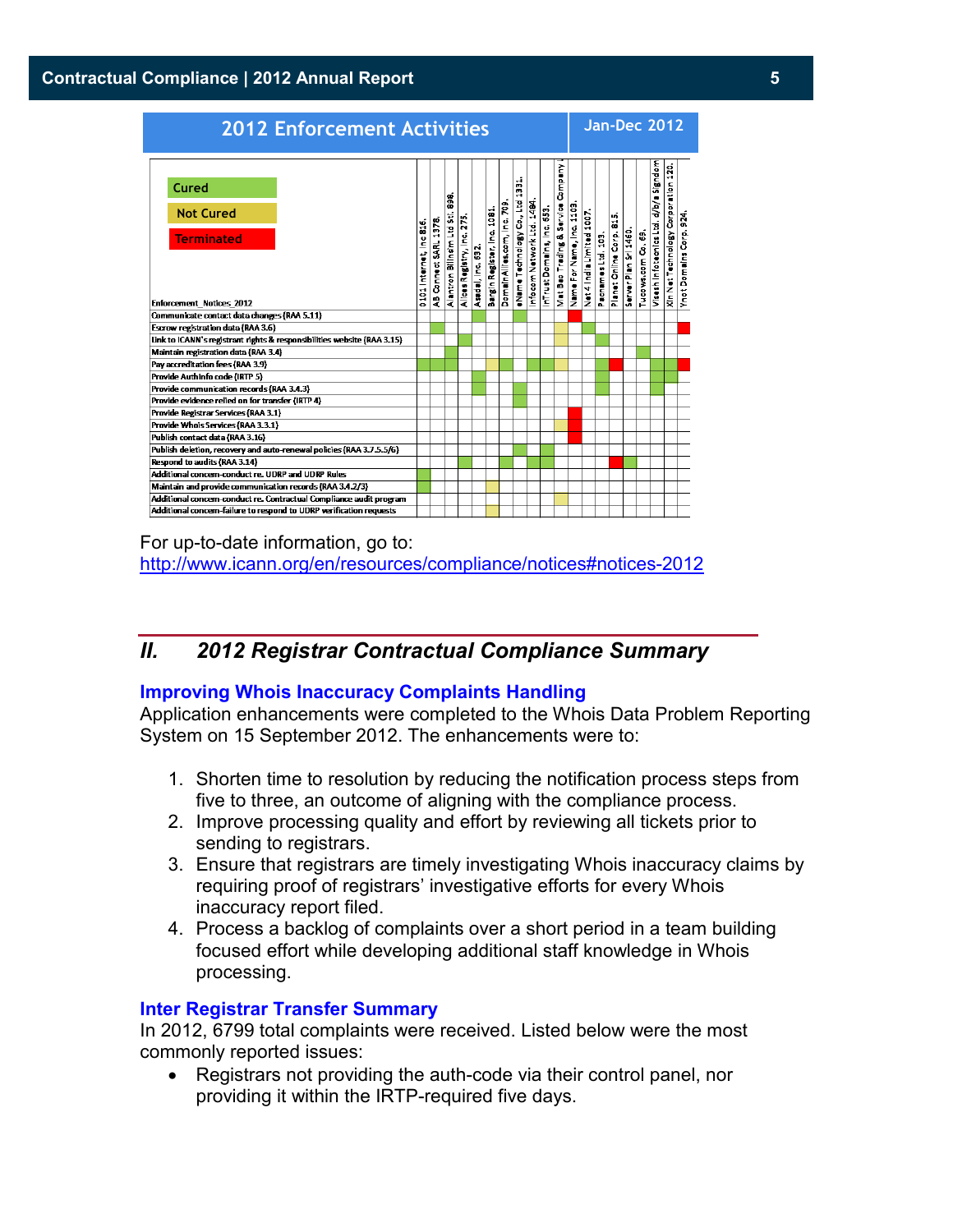## 2012 Enforcement Activities

Jan-Dec 2012

Legend: Cured · Not Cured · Terminated

| Enforcement_Notices_2012 | 0101 Internet, Inc 816. | AB Connect SARL 1378. | Alantron Bilisim Ltd Sti. 898. | Alices Registry, Inc. 275. | Assdel, Inc. 632. | Bargin Register, Inc. 1081. | DomainAllies.com, Inc. 709. | eName Technology Co., Ltd 1331. | Infocom Network Ltd. 1494. | InTrust Domains, Inc. 653. | Viet Bao Trading & Service Company | Name For Name, Inc. 1103. | Net 4 India Limited 1007. | Pacnames Ltd. 103. | Planet Online Corp. 815. | Server Plan Srl 1460. | Tucows.com Co. 69. | Visesh Infotecnics Ltd. d/b/a Signdom | Xin Net Technology Corporation 120. | Ynot Domains Corp. 924. |
|---|---|---|---|---|---|---|---|---|---|---|---|---|---|---|---|---|---|---|---|---|
| Communicate contact data changes (RAA 5.11) | | | | | Cured | | | Cured | | | | Terminated | | | | | | | | |
| Escrow registration data (RAA 3.6) | | Cured | | | | | | | | | Not Cured | | Cured | | | | | | | Terminated |
| Link to ICANN's registrant rights & responsibilities website (RAA 3.15) | | | | Cured | | | | | | | Not Cured | | | Cured | | | | | | |
| Maintain registration data (RAA 3.4) | | | Cured | | | | | | | | | | | | | | Cured | | | |
| Pay accreditation fees (RAA 3.9) | Cured | Cured | Cured | | | Not Cured | Cured | | Cured | Cured | Not Cured | | | Cured | Terminated | | | Cured | Cured | Terminated |
| Provide AuthInfo code (IRTP 5) | | | | | Cured | | | | | | | | | Cured | | | | Cured | Cured | |
| Provide communication records (RAA 3.4.3) | | | | | Cured | | | Cured | | | | | | Cured | | | | Cured | | |
| Provide evidence relied on for transfer (IRTP 4) | | | | | | | | Cured | | | | | | | | | | | | |
| Provide Registrar Services (RAA 3.1) | | | | | | | | | | | | Terminated | | | | | | | | |
| Provide Whois Services (RAA 3.3.1) | | | | | | | | | | | Not Cured | Terminated | | | | | | | | |
| Publish contact data (RAA 3.16) | | | | | | | | | | | | Terminated | | | | | | | | |
| Publish deletion, recovery and auto-renewal policies (RAA 3.7.5.5/6) | | | | | | | | Cured | | Cured | | | | | | | | | | |
| Respond to audits (RAA 3.14) | | | | Cured | | | Cured | | Cured | Cured | | | | | Terminated | Cured | | | | |
| Additional concern-conduct re. UDRP and UDRP Rules | Cured | | | | | | | | | | | | | | | | | | | |
| Maintain and provide communication records (RAA 3.4.2/3) | Cured | | | | | Not Cured | | | | | | | | | | | | | | |
| Additional concern-conduct re. Contractual Compliance audit program | | | | | | | | | | | Not Cured | | | | | | | | | |
| Additional concern-failure to respond to UDRP verification requests | | | | | | Not Cured | | | | | | | | | | | | | | |

For up-to-date information, go to:
http://www.icann.org/en/resources/compliance/notices#notices-2012

## II. 2012 Registrar Contractual Compliance Summary

### Improving Whois Inaccuracy Complaints Handling

Application enhancements were completed to the Whois Data Problem Reporting System on 15 September 2012. The enhancements were to:

1. Shorten time to resolution by reducing the notification process steps from five to three, an outcome of aligning with the compliance process.
2. Improve processing quality and effort by reviewing all tickets prior to sending to registrars.
3. Ensure that registrars are timely investigating Whois inaccuracy claims by requiring proof of registrars' investigative efforts for every Whois inaccuracy report filed.
4. Process a backlog of complaints over a short period in a team building focused effort while developing additional staff knowledge in Whois processing.

### Inter Registrar Transfer Summary

In 2012, 6799 total complaints were received. Listed below were the most commonly reported issues:

- Registrars not providing the auth-code via their control panel, nor providing it within the IRTP-required five days.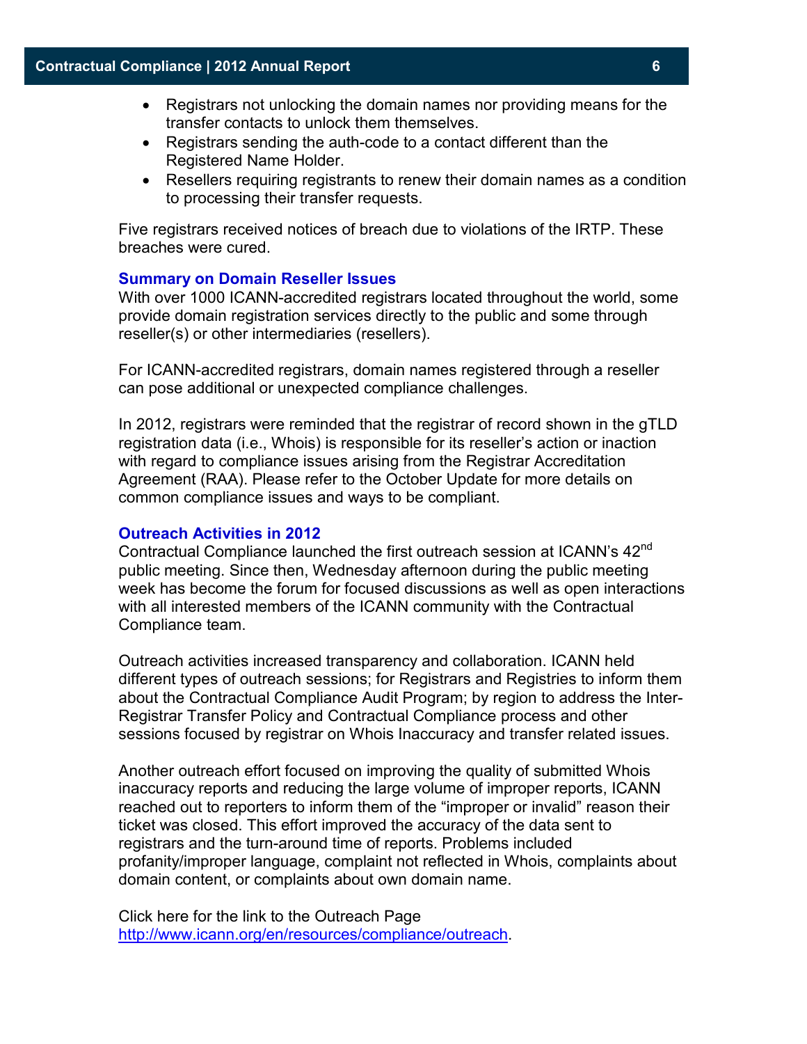- Registrars not unlocking the domain names nor providing means for the transfer contacts to unlock them themselves.
- Registrars sending the auth-code to a contact different than the Registered Name Holder.
- Resellers requiring registrants to renew their domain names as a condition to processing their transfer requests.

Five registrars received notices of breach due to violations of the IRTP. These breaches were cured.

### Summary on Domain Reseller Issues

With over 1000 ICANN-accredited registrars located throughout the world, some provide domain registration services directly to the public and some through reseller(s) or other intermediaries (resellers).

For ICANN-accredited registrars, domain names registered through a reseller can pose additional or unexpected compliance challenges.

In 2012, registrars were reminded that the registrar of record shown in the gTLD registration data (i.e., Whois) is responsible for its reseller's action or inaction with regard to compliance issues arising from the Registrar Accreditation Agreement (RAA). Please refer to the October Update for more details on common compliance issues and ways to be compliant.

### Outreach Activities in 2012

Contractual Compliance launched the first outreach session at ICANN's 42nd public meeting. Since then, Wednesday afternoon during the public meeting week has become the forum for focused discussions as well as open interactions with all interested members of the ICANN community with the Contractual Compliance team.

Outreach activities increased transparency and collaboration. ICANN held different types of outreach sessions; for Registrars and Registries to inform them about the Contractual Compliance Audit Program; by region to address the Inter-Registrar Transfer Policy and Contractual Compliance process and other sessions focused by registrar on Whois Inaccuracy and transfer related issues.

Another outreach effort focused on improving the quality of submitted Whois inaccuracy reports and reducing the large volume of improper reports, ICANN reached out to reporters to inform them of the "improper or invalid" reason their ticket was closed. This effort improved the accuracy of the data sent to registrars and the turn-around time of reports. Problems included profanity/improper language, complaint not reflected in Whois, complaints about domain content, or complaints about own domain name.

Click here for the link to the Outreach Page
http://www.icann.org/en/resources/compliance/outreach.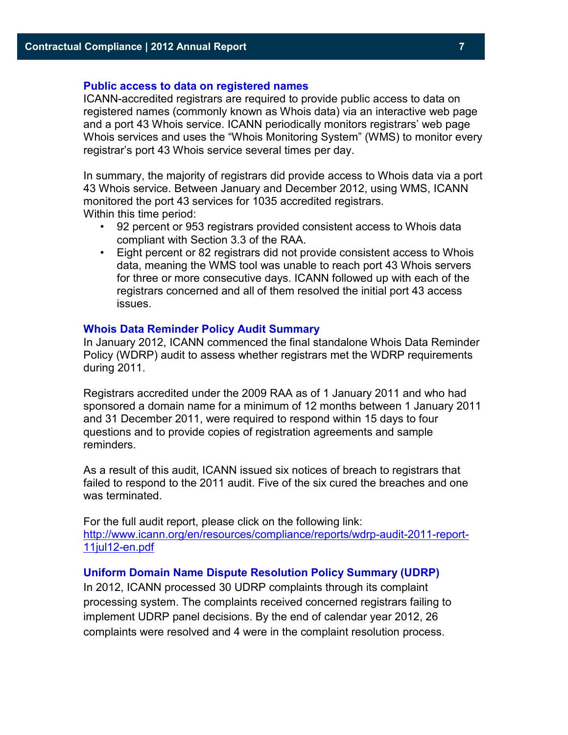### Public access to data on registered names

ICANN-accredited registrars are required to provide public access to data on registered names (commonly known as Whois data) via an interactive web page and a port 43 Whois service. ICANN periodically monitors registrars' web page Whois services and uses the "Whois Monitoring System" (WMS) to monitor every registrar's port 43 Whois service several times per day.

In summary, the majority of registrars did provide access to Whois data via a port 43 Whois service. Between January and December 2012, using WMS, ICANN monitored the port 43 services for 1035 accredited registrars.
Within this time period:

- 92 percent or 953 registrars provided consistent access to Whois data compliant with Section 3.3 of the RAA.
- Eight percent or 82 registrars did not provide consistent access to Whois data, meaning the WMS tool was unable to reach port 43 Whois servers for three or more consecutive days. ICANN followed up with each of the registrars concerned and all of them resolved the initial port 43 access issues.

### Whois Data Reminder Policy Audit Summary

In January 2012, ICANN commenced the final standalone Whois Data Reminder Policy (WDRP) audit to assess whether registrars met the WDRP requirements during 2011.

Registrars accredited under the 2009 RAA as of 1 January 2011 and who had sponsored a domain name for a minimum of 12 months between 1 January 2011 and 31 December 2011, were required to respond within 15 days to four questions and to provide copies of registration agreements and sample reminders.

As a result of this audit, ICANN issued six notices of breach to registrars that failed to respond to the 2011 audit. Five of the six cured the breaches and one was terminated.

For the full audit report, please click on the following link:
http://www.icann.org/en/resources/compliance/reports/wdrp-audit-2011-report-11jul12-en.pdf

### Uniform Domain Name Dispute Resolution Policy Summary (UDRP)

In 2012, ICANN processed 30 UDRP complaints through its complaint processing system. The complaints received concerned registrars failing to implement UDRP panel decisions. By the end of calendar year 2012, 26 complaints were resolved and 4 were in the complaint resolution process.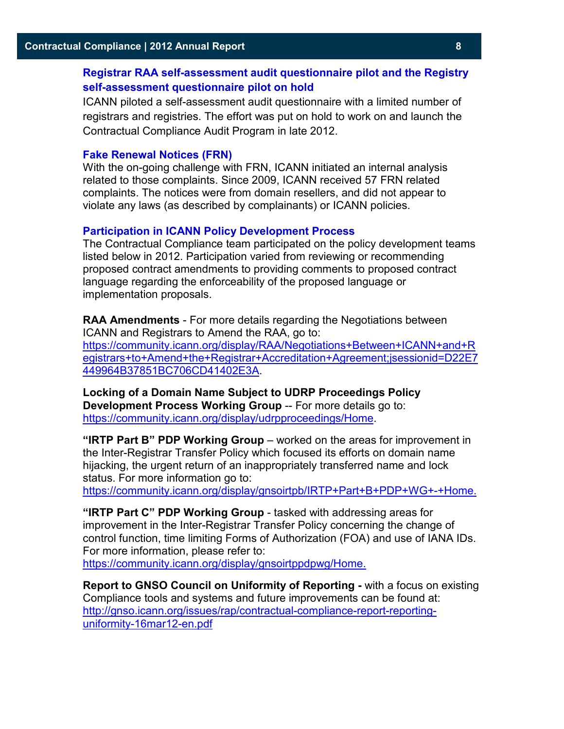### Registrar RAA self-assessment audit questionnaire pilot and the Registry self-assessment questionnaire pilot on hold

ICANN piloted a self-assessment audit questionnaire with a limited number of registrars and registries. The effort was put on hold to work on and launch the Contractual Compliance Audit Program in late 2012.

### Fake Renewal Notices (FRN)

With the on-going challenge with FRN, ICANN initiated an internal analysis related to those complaints. Since 2009, ICANN received 57 FRN related complaints. The notices were from domain resellers, and did not appear to violate any laws (as described by complainants) or ICANN policies.

### Participation in ICANN Policy Development Process

The Contractual Compliance team participated on the policy development teams listed below in 2012. Participation varied from reviewing or recommending proposed contract amendments to providing comments to proposed contract language regarding the enforceability of the proposed language or implementation proposals.

**RAA Amendments** - For more details regarding the Negotiations between ICANN and Registrars to Amend the RAA, go to: https://community.icann.org/display/RAA/Negotiations+Between+ICANN+and+Registrars+to+Amend+the+Registrar+Accreditation+Agreement;jsessionid=D22E7449964B37851BC706CD41402E3A.

**Locking of a Domain Name Subject to UDRP Proceedings Policy Development Process Working Group** -- For more details go to: https://community.icann.org/display/udrpproceedings/Home.

**"IRTP Part B" PDP Working Group** – worked on the areas for improvement in the Inter-Registrar Transfer Policy which focused its efforts on domain name hijacking, the urgent return of an inappropriately transferred name and lock status. For more information go to: https://community.icann.org/display/gnsoirtpb/IRTP+Part+B+PDP+WG+-+Home.

**"IRTP Part C" PDP Working Group** - tasked with addressing areas for improvement in the Inter-Registrar Transfer Policy concerning the change of control function, time limiting Forms of Authorization (FOA) and use of IANA IDs. For more information, please refer to: https://community.icann.org/display/gnsoirtppdpwg/Home.

**Report to GNSO Council on Uniformity of Reporting -** with a focus on existing Compliance tools and systems and future improvements can be found at: http://gnso.icann.org/issues/rap/contractual-compliance-report-reporting-uniformity-16mar12-en.pdf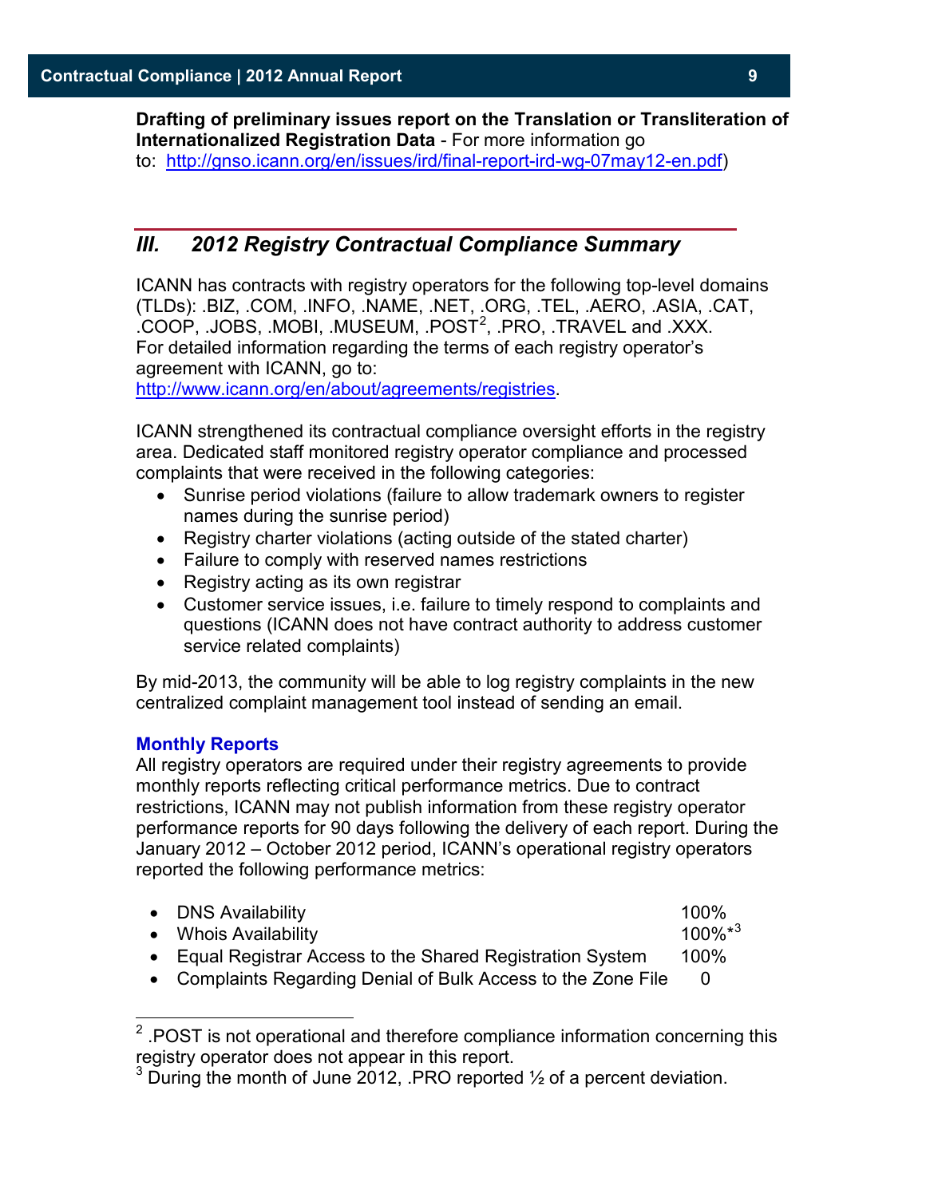**Drafting of preliminary issues report on the Translation or Transliteration of Internationalized Registration Data** - For more information go to: http://gnso.icann.org/en/issues/ird/final-report-ird-wg-07may12-en.pdf)

## *III. 2012 Registry Contractual Compliance Summary*

ICANN has contracts with registry operators for the following top-level domains (TLDs): .BIZ, .COM, .INFO, .NAME, .NET, .ORG, .TEL, .AERO, .ASIA, .CAT, .COOP, .JOBS, .MOBI, .MUSEUM, .POST[2], .PRO, .TRAVEL and .XXX. For detailed information regarding the terms of each registry operator's agreement with ICANN, go to: http://www.icann.org/en/about/agreements/registries.

ICANN strengthened its contractual compliance oversight efforts in the registry area. Dedicated staff monitored registry operator compliance and processed complaints that were received in the following categories:

- Sunrise period violations (failure to allow trademark owners to register names during the sunrise period)
- Registry charter violations (acting outside of the stated charter)
- Failure to comply with reserved names restrictions
- Registry acting as its own registrar
- Customer service issues, i.e. failure to timely respond to complaints and questions (ICANN does not have contract authority to address customer service related complaints)

By mid-2013, the community will be able to log registry complaints in the new centralized complaint management tool instead of sending an email.

### Monthly Reports

All registry operators are required under their registry agreements to provide monthly reports reflecting critical performance metrics. Due to contract restrictions, ICANN may not publish information from these registry operator performance reports for 90 days following the delivery of each report. During the January 2012 – October 2012 period, ICANN's operational registry operators reported the following performance metrics:

- DNS Availability — 100%
- Whois Availability — 100%*[3]
- Equal Registrar Access to the Shared Registration System — 100%
- Complaints Regarding Denial of Bulk Access to the Zone File — 0

---

[2] .POST is not operational and therefore compliance information concerning this registry operator does not appear in this report.

[3] During the month of June 2012, .PRO reported ½ of a percent deviation.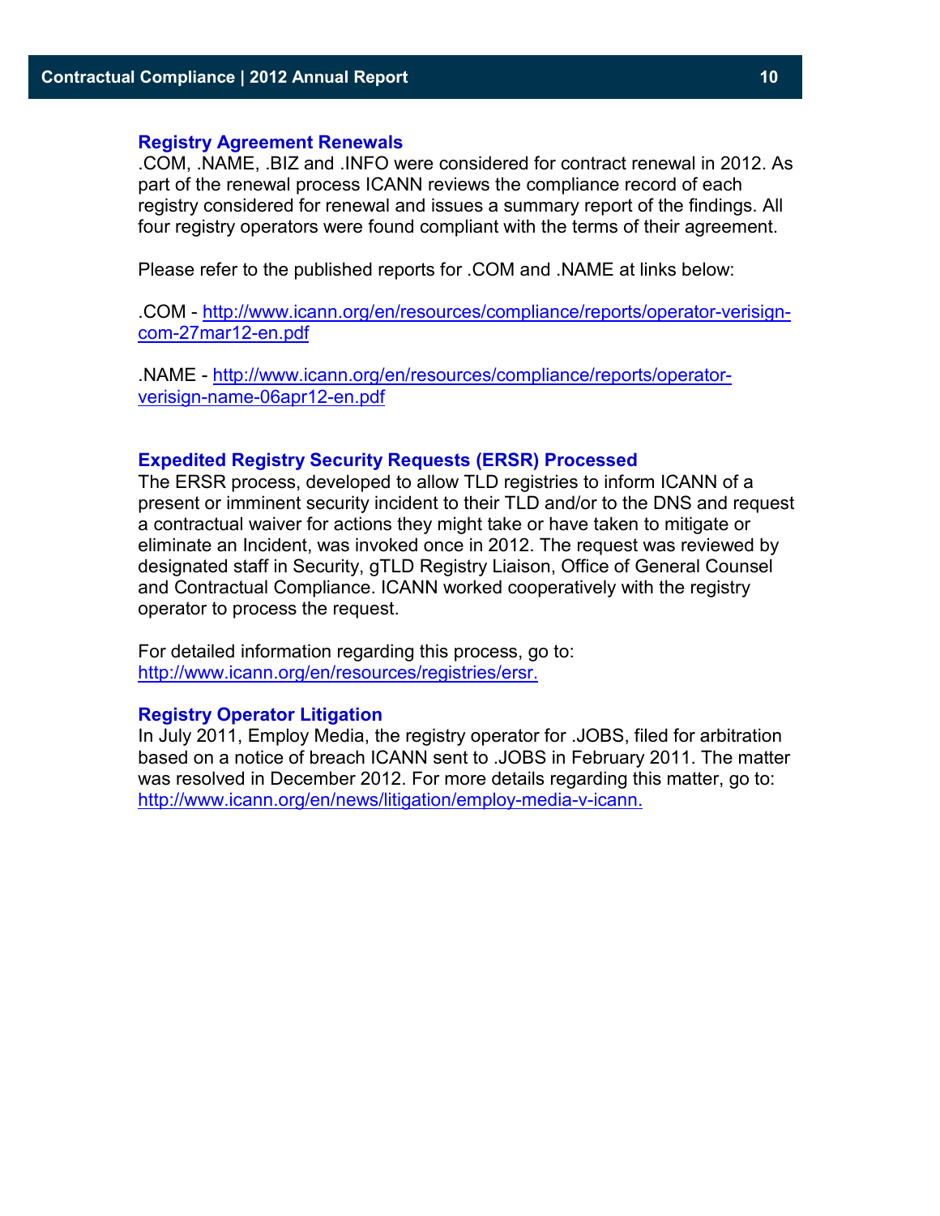## Registry Agreement Renewals

.COM, .NAME, .BIZ and .INFO were considered for contract renewal in 2012. As part of the renewal process ICANN reviews the compliance record of each registry considered for renewal and issues a summary report of the findings. All four registry operators were found compliant with the terms of their agreement.

Please refer to the published reports for .COM and .NAME at links below:

.COM - http://www.icann.org/en/resources/compliance/reports/operator-verisign-com-27mar12-en.pdf

.NAME - http://www.icann.org/en/resources/compliance/reports/operator-verisign-name-06apr12-en.pdf

## Expedited Registry Security Requests (ERSR) Processed

The ERSR process, developed to allow TLD registries to inform ICANN of a present or imminent security incident to their TLD and/or to the DNS and request a contractual waiver for actions they might take or have taken to mitigate or eliminate an Incident, was invoked once in 2012. The request was reviewed by designated staff in Security, gTLD Registry Liaison, Office of General Counsel and Contractual Compliance. ICANN worked cooperatively with the registry operator to process the request.

For detailed information regarding this process, go to: http://www.icann.org/en/resources/registries/ersr.

## Registry Operator Litigation

In July 2011, Employ Media, the registry operator for .JOBS, filed for arbitration based on a notice of breach ICANN sent to .JOBS in February 2011. The matter was resolved in December 2012. For more details regarding this matter, go to: http://www.icann.org/en/news/litigation/employ-media-v-icann.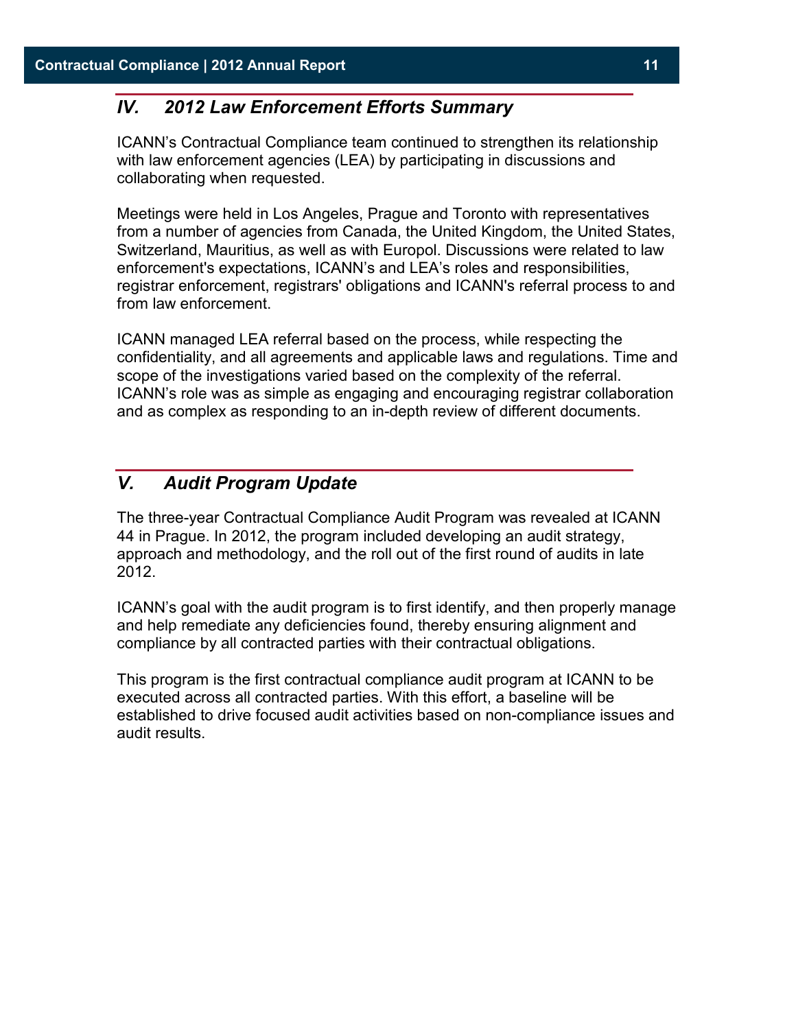## *IV. 2012 Law Enforcement Efforts Summary*

ICANN's Contractual Compliance team continued to strengthen its relationship with law enforcement agencies (LEA) by participating in discussions and collaborating when requested.

Meetings were held in Los Angeles, Prague and Toronto with representatives from a number of agencies from Canada, the United Kingdom, the United States, Switzerland, Mauritius, as well as with Europol. Discussions were related to law enforcement's expectations, ICANN's and LEA's roles and responsibilities, registrar enforcement, registrars' obligations and ICANN's referral process to and from law enforcement.

ICANN managed LEA referral based on the process, while respecting the confidentiality, and all agreements and applicable laws and regulations. Time and scope of the investigations varied based on the complexity of the referral. ICANN's role was as simple as engaging and encouraging registrar collaboration and as complex as responding to an in-depth review of different documents.

## *V. Audit Program Update*

The three-year Contractual Compliance Audit Program was revealed at ICANN 44 in Prague. In 2012, the program included developing an audit strategy, approach and methodology, and the roll out of the first round of audits in late 2012.

ICANN's goal with the audit program is to first identify, and then properly manage and help remediate any deficiencies found, thereby ensuring alignment and compliance by all contracted parties with their contractual obligations.

This program is the first contractual compliance audit program at ICANN to be executed across all contracted parties. With this effort, a baseline will be established to drive focused audit activities based on non-compliance issues and audit results.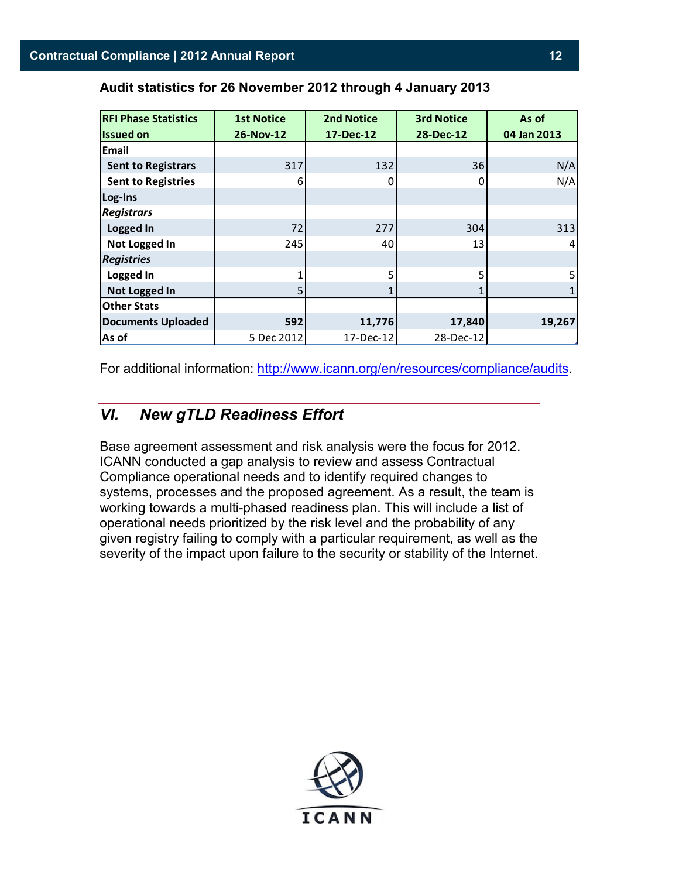**Audit statistics for 26 November 2012 through 4 January 2013**

| RFI Phase Statistics | 1st Notice | 2nd Notice | 3rd Notice | As of |
|---|---|---|---|---|
| **Issued on** | **26-Nov-12** | **17-Dec-12** | **28-Dec-12** | **04 Jan 2013** |
| **Email** | | | | |
| **Sent to Registrars** | 317 | 132 | 36 | N/A |
| **Sent to Registries** | 6 | 0 | 0 | N/A |
| **Log-Ins** | | | | |
| ***Registrars*** | | | | |
| **Logged In** | 72 | 277 | 304 | 313 |
| **Not Logged In** | 245 | 40 | 13 | 4 |
| ***Registries*** | | | | |
| **Logged In** | 1 | 5 | 5 | 5 |
| **Not Logged In** | 5 | 1 | 1 | 1 |
| **Other Stats** | | | | |
| **Documents Uploaded** | **592** | **11,776** | **17,840** | **19,267** |
| **As of** | 5 Dec 2012 | 17-Dec-12 | 28-Dec-12 | |

For additional information: http://www.icann.org/en/resources/compliance/audits.

## *VI. New gTLD Readiness Effort*

Base agreement assessment and risk analysis were the focus for 2012. ICANN conducted a gap analysis to review and assess Contractual Compliance operational needs and to identify required changes to systems, processes and the proposed agreement. As a result, the team is working towards a multi-phased readiness plan. This will include a list of operational needs prioritized by the risk level and the probability of any given registry failing to comply with a particular requirement, as well as the severity of the impact upon failure to the security or stability of the Internet.

ICANN